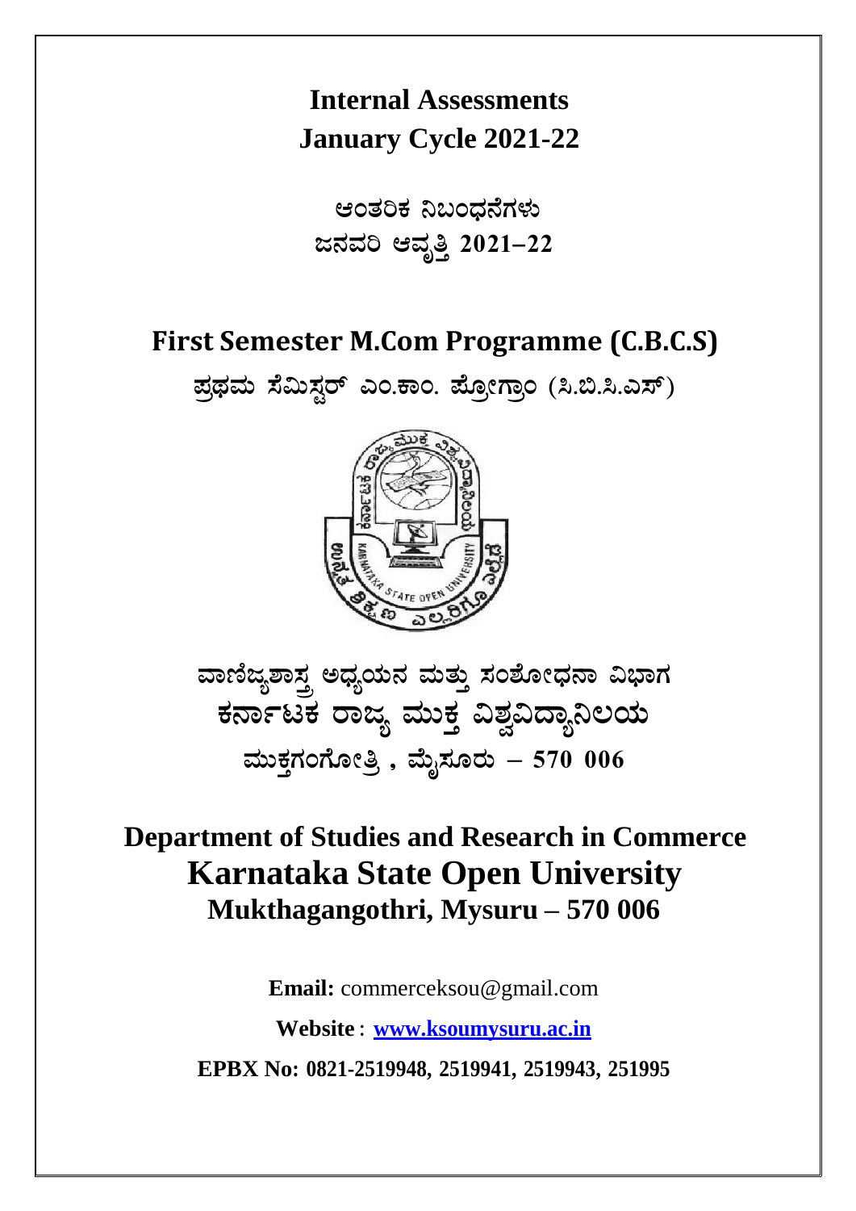# Internal Assessments
# January Cycle 2021-22

**ಆಂತರಿಕ ನಿಬಂಧನೆಗಳು**
**ಜನವರಿ ಆವೃತ್ತಿ 2021–22**

## First Semester M.Com Programme (C.B.C.S)

**ಪ್ರಥಮ ಸೆಮಿಸ್ಟರ್ ಎಂ.ಕಾಂ. ಪ್ರೋಗ್ರಾಂ (ಸಿ.ಬಿ.ಸಿ.ಎಸ್)**

**ವಾಣಿಜ್ಯಶಾಸ್ತ್ರ ಅಧ್ಯಯನ ಮತ್ತು ಸಂಶೋಧನಾ ವಿಭಾಗ**
**ಕರ್ನಾಟಕ ರಾಜ್ಯ ಮುಕ್ತ ವಿಶ್ವವಿದ್ಯಾನಿಲಯ**
**ಮುಕ್ತಗಂಗೋತ್ರಿ , ಮೈಸೂರು – 570 006**

## Department of Studies and Research in Commerce
# Karnataka State Open University
## Mukthagangothri, Mysuru – 570 006

**Email:** commerceksou@gmail.com

**Website** : **www.ksoumysuru.ac.in**

**EPBX No: 0821-2519948, 2519941, 2519943, 251995**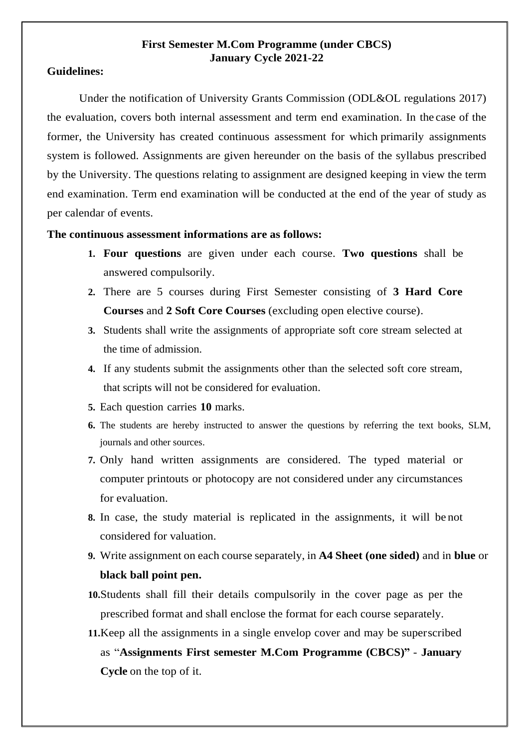**First Semester M.Com Programme (under CBCS)**
**January Cycle 2021-22**

**Guidelines:**

Under the notification of University Grants Commission (ODL&OL regulations 2017) the evaluation, covers both internal assessment and term end examination. In the case of the former, the University has created continuous assessment for which primarily assignments system is followed. Assignments are given hereunder on the basis of the syllabus prescribed by the University. The questions relating to assignment are designed keeping in view the term end examination. Term end examination will be conducted at the end of the year of study as per calendar of events.

**The continuous assessment informations are as follows:**

1. **Four questions** are given under each course. **Two questions** shall be answered compulsorily.
2. There are 5 courses during First Semester consisting of **3 Hard Core Courses** and **2 Soft Core Courses** (excluding open elective course).
3. Students shall write the assignments of appropriate soft core stream selected at the time of admission.
4. If any students submit the assignments other than the selected soft core stream, that scripts will not be considered for evaluation.
5. Each question carries **10** marks.
6. The students are hereby instructed to answer the questions by referring the text books, SLM, journals and other sources.
7. Only hand written assignments are considered. The typed material or computer printouts or photocopy are not considered under any circumstances for evaluation.
8. In case, the study material is replicated in the assignments, it will be not considered for valuation.
9. Write assignment on each course separately, in **A4 Sheet (one sided)** and in **blue** or **black ball point pen.**
10. Students shall fill their details compulsorily in the cover page as per the prescribed format and shall enclose the format for each course separately.
11. Keep all the assignments in a single envelop cover and may be superscribed as "**Assignments First semester M.Com Programme (CBCS)"** - **January Cycle** on the top of it.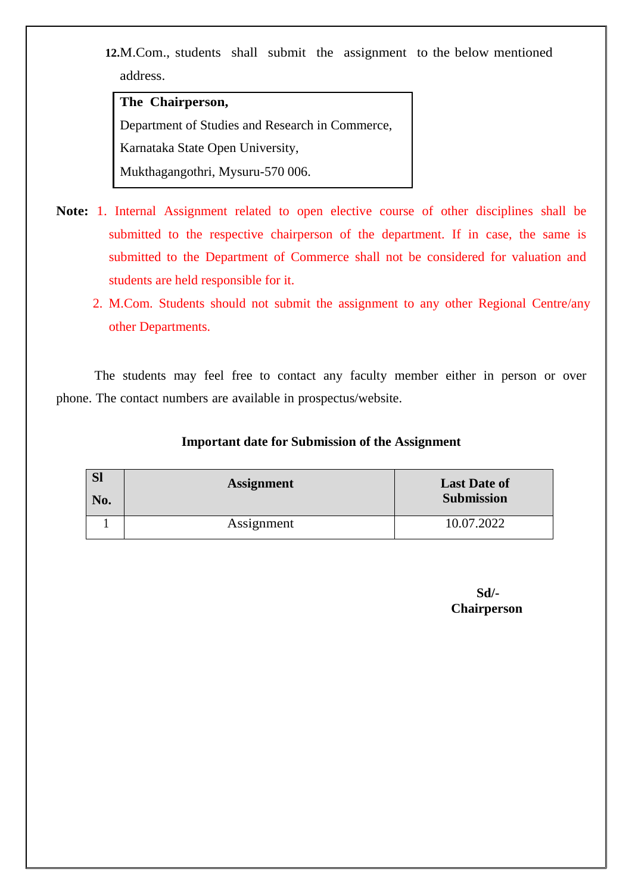12. M.Com., students shall submit the assignment to the below mentioned address.

**The Chairperson,**
Department of Studies and Research in Commerce,
Karnataka State Open University,
Mukthagangothri, Mysuru-570 006.

**Note:** 1. Internal Assignment related to open elective course of other disciplines shall be submitted to the respective chairperson of the department. If in case, the same is submitted to the Department of Commerce shall not be considered for valuation and students are held responsible for it.

2. M.Com. Students should not submit the assignment to any other Regional Centre/any other Departments.

The students may feel free to contact any faculty member either in person or over phone. The contact numbers are available in prospectus/website.

**Important date for Submission of the Assignment**

| Sl No. | Assignment | Last Date of Submission |
|---|---|---|
| 1 | Assignment | 10.07.2022 |

**Sd/-**
**Chairperson**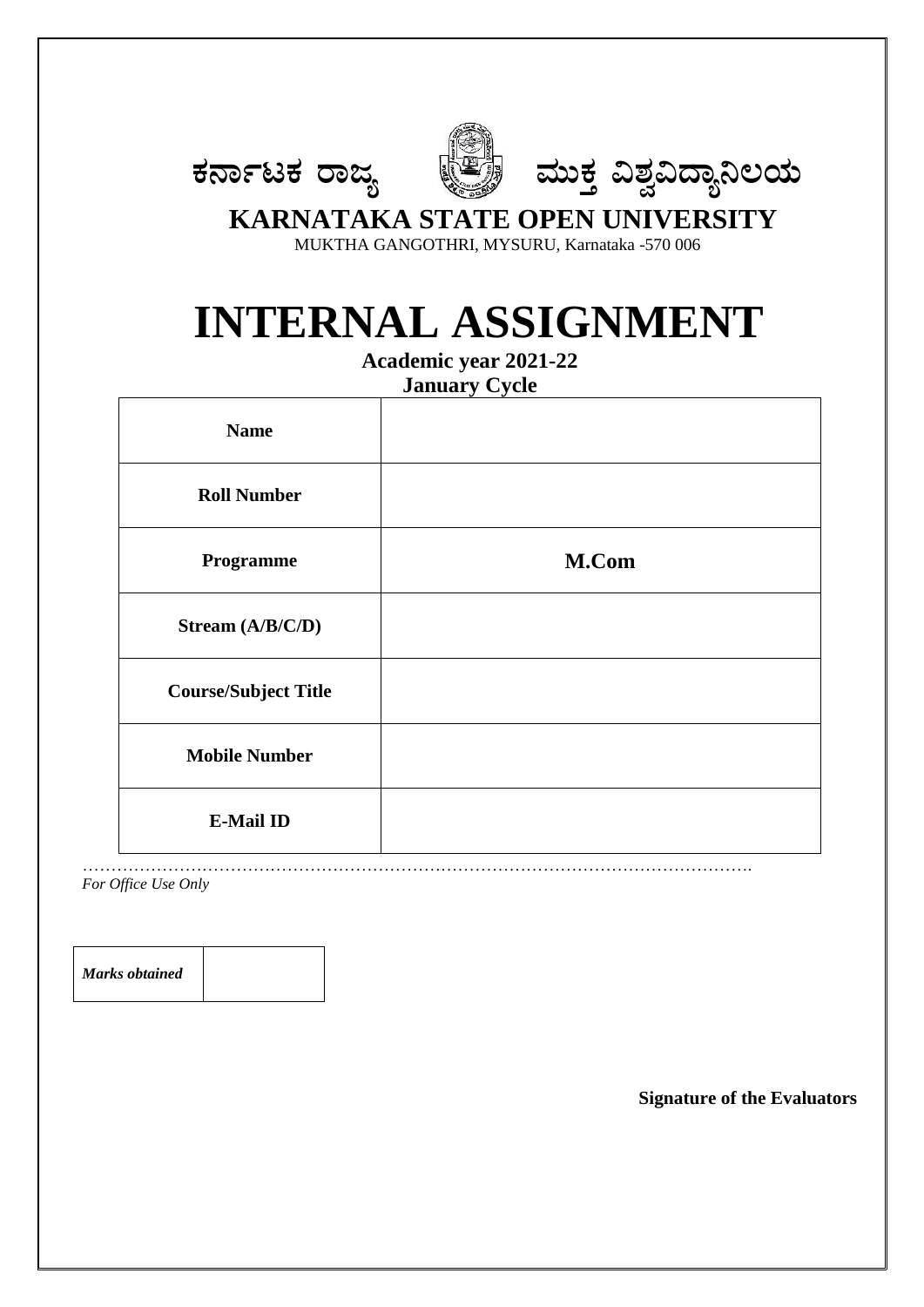ಕರ್ನಾಟಕ ರಾಜ್ಯ ಮುಕ್ತ ವಿಶ್ವವಿದ್ಯಾನಿಲಯ

**KARNATAKA STATE OPEN UNIVERSITY**

MUKTHA GANGOTHRI, MYSURU, Karnataka -570 006

# INTERNAL ASSIGNMENT

**Academic year 2021-22**

**January Cycle**

| | |
|---|---|
| **Name** | |
| **Roll Number** | |
| **Programme** | **M.Com** |
| **Stream (A/B/C/D)** | |
| **Course/Subject Title** | |
| **Mobile Number** | |
| **E-Mail ID** | |

…………………………………………………………………………………………………….

*For Office Use Only*

| | |
|---|---|
| ***Marks obtained*** | |

**Signature of the Evaluators**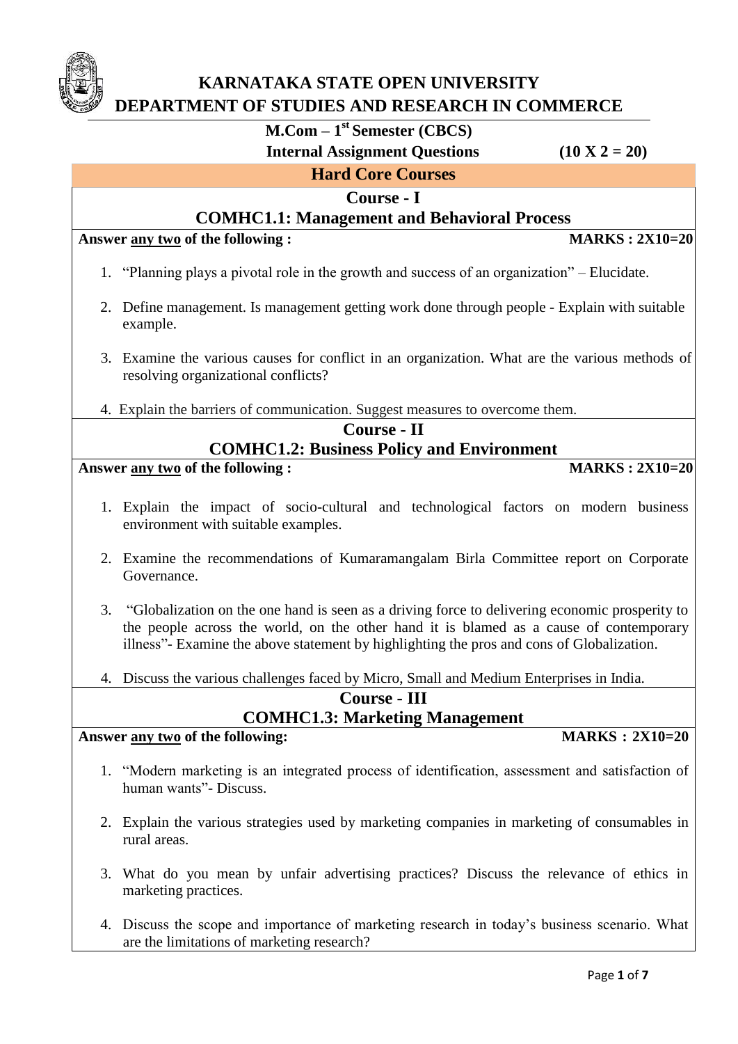# KARNATAKA STATE OPEN UNIVERSITY
## DEPARTMENT OF STUDIES AND RESEARCH IN COMMERCE

**M.Com – 1st Semester (CBCS)**

**Internal Assignment Questions (10 X 2 = 20)**

## Hard Core Courses

### Course - I
### COMHC1.1: Management and Behavioral Process

**Answer any two of the following : MARKS : 2X10=20**

1. "Planning plays a pivotal role in the growth and success of an organization" – Elucidate.
2. Define management. Is management getting work done through people - Explain with suitable example.
3. Examine the various causes for conflict in an organization. What are the various methods of resolving organizational conflicts?
4. Explain the barriers of communication. Suggest measures to overcome them.

### Course - II
### COMHC1.2: Business Policy and Environment

**Answer any two of the following : MARKS : 2X10=20**

1. Explain the impact of socio-cultural and technological factors on modern business environment with suitable examples.
2. Examine the recommendations of Kumaramangalam Birla Committee report on Corporate Governance.
3. "Globalization on the one hand is seen as a driving force to delivering economic prosperity to the people across the world, on the other hand it is blamed as a cause of contemporary illness"- Examine the above statement by highlighting the pros and cons of Globalization.
4. Discuss the various challenges faced by Micro, Small and Medium Enterprises in India.

### Course - III
### COMHC1.3: Marketing Management

**Answer any two of the following: MARKS : 2X10=20**

1. "Modern marketing is an integrated process of identification, assessment and satisfaction of human wants"- Discuss.
2. Explain the various strategies used by marketing companies in marketing of consumables in rural areas.
3. What do you mean by unfair advertising practices? Discuss the relevance of ethics in marketing practices.
4. Discuss the scope and importance of marketing research in today's business scenario. What are the limitations of marketing research?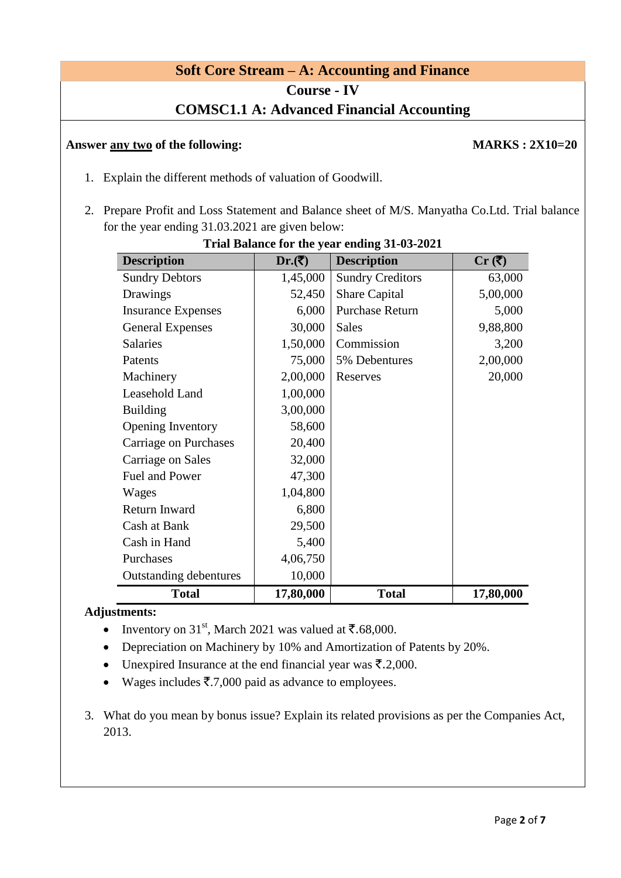## Soft Core Stream – A: Accounting and Finance

### Course - IV

### COMSC1.1 A: Advanced Financial Accounting

**Answer any two of the following:** **MARKS : 2X10=20**

1. Explain the different methods of valuation of Goodwill.

2. Prepare Profit and Loss Statement and Balance sheet of M/S. Manyatha Co.Ltd. Trial balance for the year ending 31.03.2021 are given below:

**Trial Balance for the year ending 31-03-2021**

| Description | Dr.(₹) | Description | Cr (₹) |
|---|---|---|---|
| Sundry Debtors | 1,45,000 | Sundry Creditors | 63,000 |
| Drawings | 52,450 | Share Capital | 5,00,000 |
| Insurance Expenses | 6,000 | Purchase Return | 5,000 |
| General Expenses | 30,000 | Sales | 9,88,800 |
| Salaries | 1,50,000 | Commission | 3,200 |
| Patents | 75,000 | 5% Debentures | 2,00,000 |
| Machinery | 2,00,000 | Reserves | 20,000 |
| Leasehold Land | 1,00,000 | | |
| Building | 3,00,000 | | |
| Opening Inventory | 58,600 | | |
| Carriage on Purchases | 20,400 | | |
| Carriage on Sales | 32,000 | | |
| Fuel and Power | 47,300 | | |
| Wages | 1,04,800 | | |
| Return Inward | 6,800 | | |
| Cash at Bank | 29,500 | | |
| Cash in Hand | 5,400 | | |
| Purchases | 4,06,750 | | |
| Outstanding debentures | 10,000 | | |
| **Total** | **17,80,000** | **Total** | **17,80,000** |

**Adjustments:**

- Inventory on 31st, March 2021 was valued at ₹.68,000.
- Depreciation on Machinery by 10% and Amortization of Patents by 20%.
- Unexpired Insurance at the end financial year was ₹.2,000.
- Wages includes ₹.7,000 paid as advance to employees.

3. What do you mean by bonus issue? Explain its related provisions as per the Companies Act, 2013.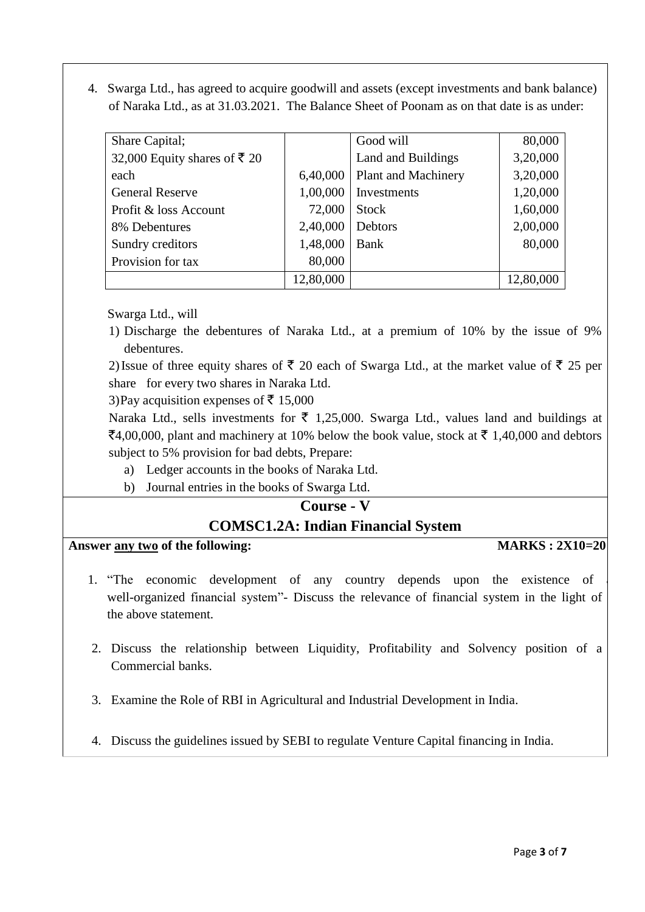4. Swarga Ltd., has agreed to acquire goodwill and assets (except investments and bank balance) of Naraka Ltd., as at 31.03.2021. The Balance Sheet of Poonam as on that date is as under:

| Share Capital; | | Good will | 80,000 |
|---|---|---|---|
| 32,000 Equity shares of ₹ 20 | | Land and Buildings | 3,20,000 |
| each | 6,40,000 | Plant and Machinery | 3,20,000 |
| General Reserve | 1,00,000 | Investments | 1,20,000 |
| Profit & loss Account | 72,000 | Stock | 1,60,000 |
| 8% Debentures | 2,40,000 | Debtors | 2,00,000 |
| Sundry creditors | 1,48,000 | Bank | 80,000 |
| Provision for tax | 80,000 | | |
| | 12,80,000 | | 12,80,000 |

Swarga Ltd., will

1) Discharge the debentures of Naraka Ltd., at a premium of 10% by the issue of 9% debentures.

2) Issue of three equity shares of ₹ 20 each of Swarga Ltd., at the market value of ₹ 25 per share for every two shares in Naraka Ltd.

3) Pay acquisition expenses of ₹ 15,000

Naraka Ltd., sells investments for ₹ 1,25,000. Swarga Ltd., values land and buildings at ₹4,00,000, plant and machinery at 10% below the book value, stock at ₹ 1,40,000 and debtors subject to 5% provision for bad debts, Prepare:

a) Ledger accounts in the books of Naraka Ltd.
b) Journal entries in the books of Swarga Ltd.

## Course - V

## COMSC1.2A: Indian Financial System

**Answer any two of the following:** **MARKS : 2X10=20**

1. "The economic development of any country depends upon the existence of a well-organized financial system"- Discuss the relevance of financial system in the light of the above statement.

2. Discuss the relationship between Liquidity, Profitability and Solvency position of a Commercial banks.

3. Examine the Role of RBI in Agricultural and Industrial Development in India.

4. Discuss the guidelines issued by SEBI to regulate Venture Capital financing in India.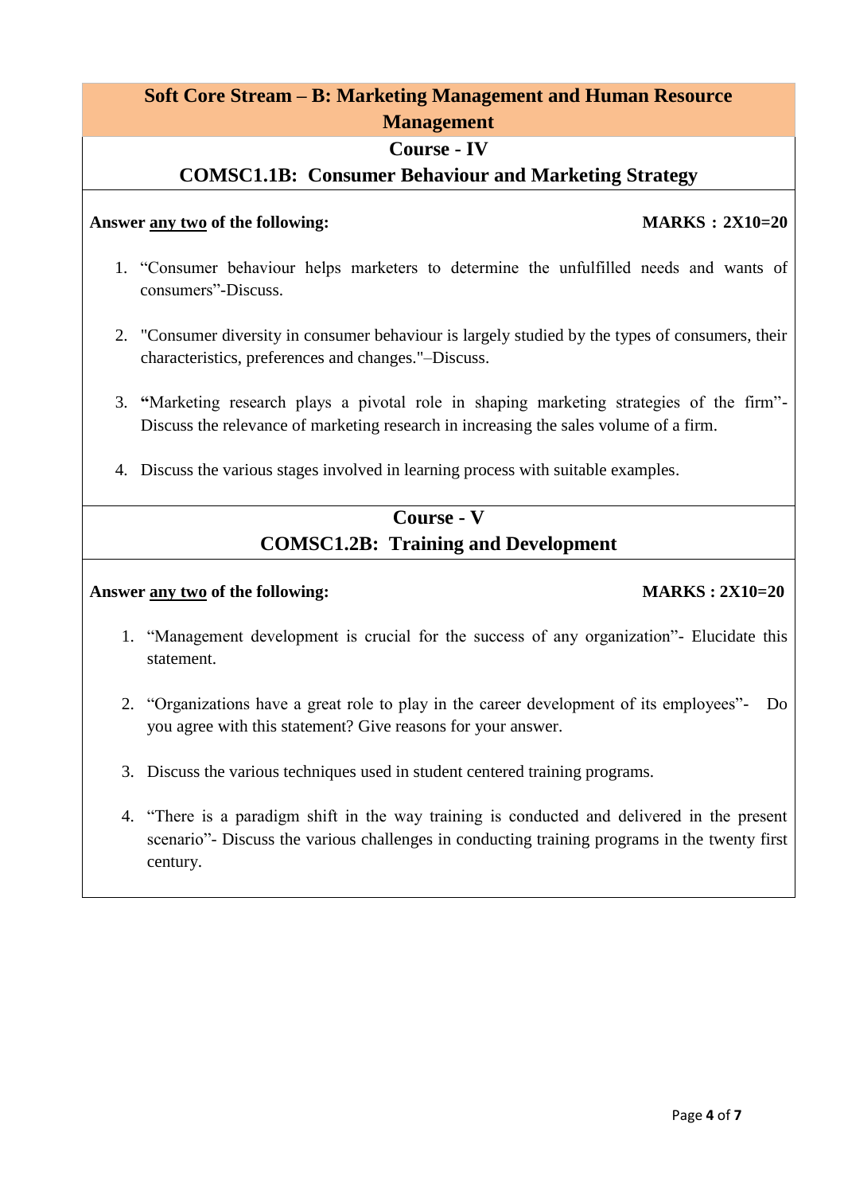## Soft Core Stream – B: Marketing Management and Human Resource Management

### Course - IV

### COMSC1.1B: Consumer Behaviour and Marketing Strategy

**Answer <u>any two</u> of the following:** **MARKS : 2X10=20**

1. "Consumer behaviour helps marketers to determine the unfulfilled needs and wants of consumers"-Discuss.

2. "Consumer diversity in consumer behaviour is largely studied by the types of consumers, their characteristics, preferences and changes."–Discuss.

3. **"**Marketing research plays a pivotal role in shaping marketing strategies of the firm"-Discuss the relevance of marketing research in increasing the sales volume of a firm.

4. Discuss the various stages involved in learning process with suitable examples.

### Course - V

### COMSC1.2B: Training and Development

**Answer <u>any two</u> of the following:** **MARKS : 2X10=20**

1. "Management development is crucial for the success of any organization"- Elucidate this statement.

2. "Organizations have a great role to play in the career development of its employees"- Do you agree with this statement? Give reasons for your answer.

3. Discuss the various techniques used in student centered training programs.

4. "There is a paradigm shift in the way training is conducted and delivered in the present scenario"- Discuss the various challenges in conducting training programs in the twenty first century.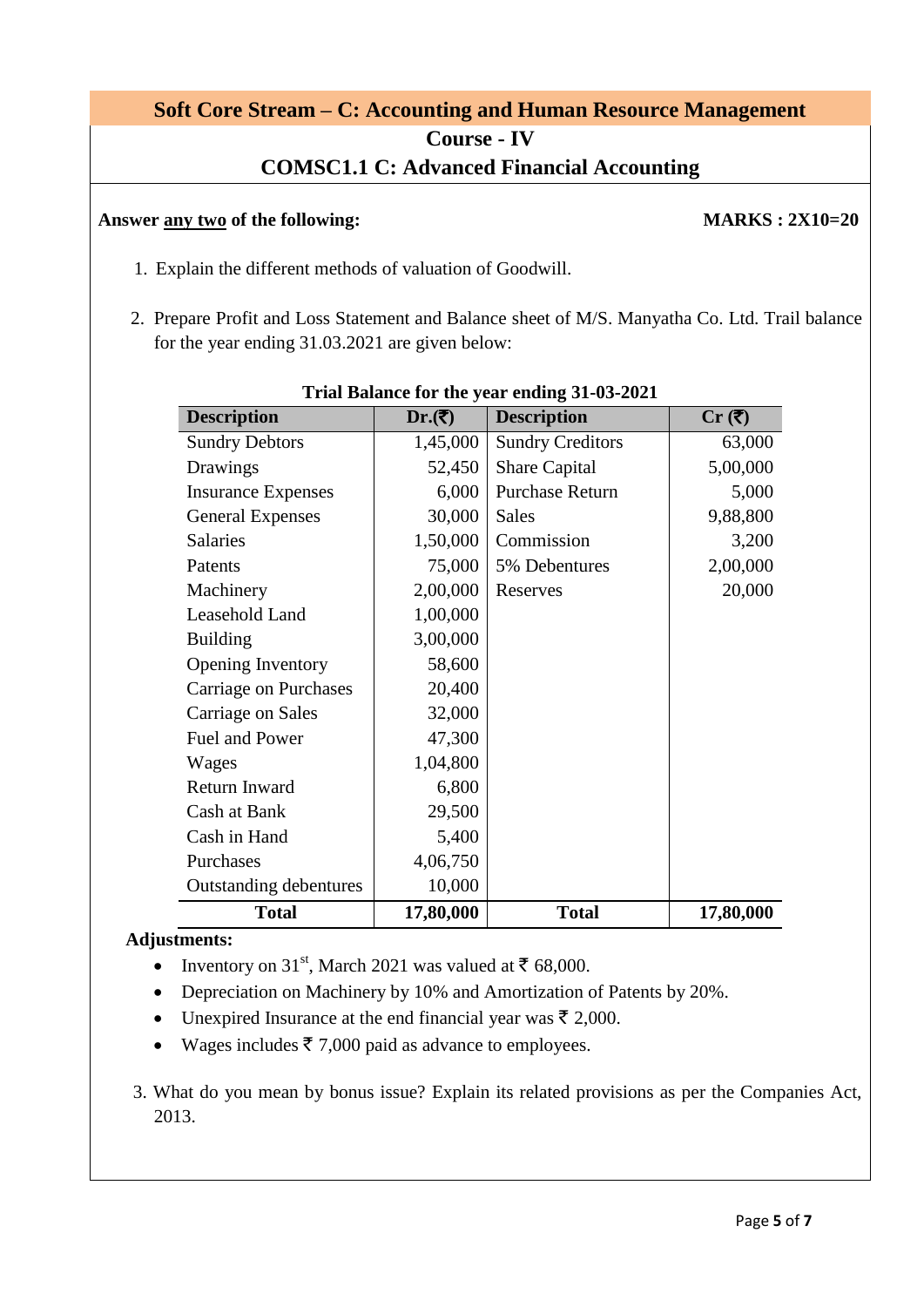## Soft Core Stream – C: Accounting and Human Resource Management

### Course - IV

### COMSC1.1 C: Advanced Financial Accounting

**Answer any two of the following:** **MARKS : 2X10=20**

1. Explain the different methods of valuation of Goodwill.

2. Prepare Profit and Loss Statement and Balance sheet of M/S. Manyatha Co. Ltd. Trail balance for the year ending 31.03.2021 are given below:

**Trial Balance for the year ending 31-03-2021**

| Description | Dr.(₹) | Description | Cr (₹) |
|---|---|---|---|
| Sundry Debtors | 1,45,000 | Sundry Creditors | 63,000 |
| Drawings | 52,450 | Share Capital | 5,00,000 |
| Insurance Expenses | 6,000 | Purchase Return | 5,000 |
| General Expenses | 30,000 | Sales | 9,88,800 |
| Salaries | 1,50,000 | Commission | 3,200 |
| Patents | 75,000 | 5% Debentures | 2,00,000 |
| Machinery | 2,00,000 | Reserves | 20,000 |
| Leasehold Land | 1,00,000 | | |
| Building | 3,00,000 | | |
| Opening Inventory | 58,600 | | |
| Carriage on Purchases | 20,400 | | |
| Carriage on Sales | 32,000 | | |
| Fuel and Power | 47,300 | | |
| Wages | 1,04,800 | | |
| Return Inward | 6,800 | | |
| Cash at Bank | 29,500 | | |
| Cash in Hand | 5,400 | | |
| Purchases | 4,06,750 | | |
| Outstanding debentures | 10,000 | | |
| **Total** | **17,80,000** | **Total** | **17,80,000** |

**Adjustments:**

- Inventory on 31st, March 2021 was valued at ₹ 68,000.
- Depreciation on Machinery by 10% and Amortization of Patents by 20%.
- Unexpired Insurance at the end financial year was ₹ 2,000.
- Wages includes ₹ 7,000 paid as advance to employees.

3. What do you mean by bonus issue? Explain its related provisions as per the Companies Act, 2013.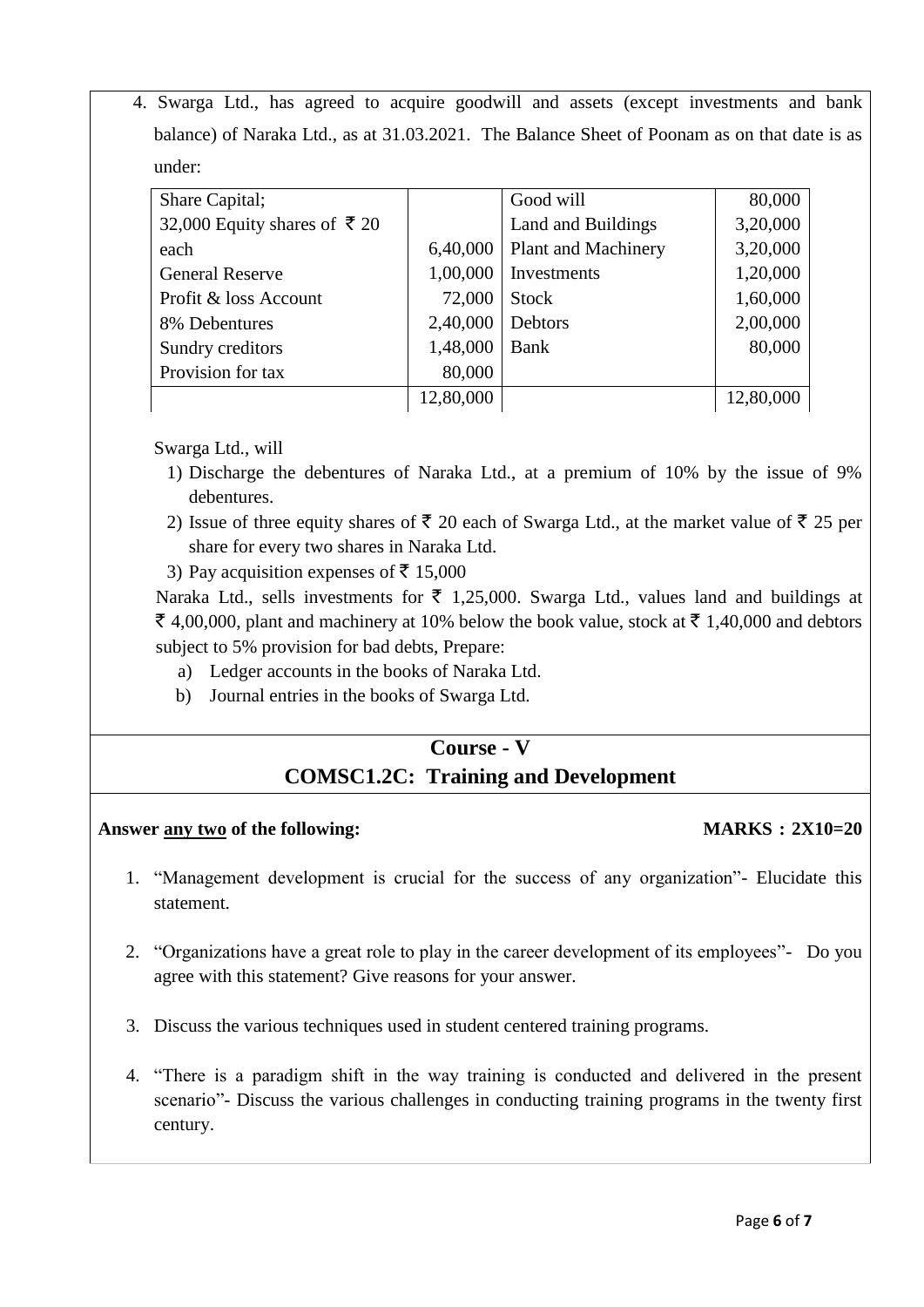4. Swarga Ltd., has agreed to acquire goodwill and assets (except investments and bank balance) of Naraka Ltd., as at 31.03.2021. The Balance Sheet of Poonam as on that date is as under:

| Share Capital; | | Good will | 80,000 |
|---|---|---|---|
| 32,000 Equity shares of ₹ 20 each | 6,40,000 | Land and Buildings | 3,20,000 |
| | | Plant and Machinery | 3,20,000 |
| General Reserve | 1,00,000 | Investments | 1,20,000 |
| Profit & loss Account | 72,000 | Stock | 1,60,000 |
| 8% Debentures | 2,40,000 | Debtors | 2,00,000 |
| Sundry creditors | 1,48,000 | Bank | 80,000 |
| Provision for tax | 80,000 | | |
| | 12,80,000 | | 12,80,000 |

Swarga Ltd., will

1) Discharge the debentures of Naraka Ltd., at a premium of 10% by the issue of 9% debentures.
2) Issue of three equity shares of ₹ 20 each of Swarga Ltd., at the market value of ₹ 25 per share for every two shares in Naraka Ltd.
3) Pay acquisition expenses of ₹ 15,000

Naraka Ltd., sells investments for ₹ 1,25,000. Swarga Ltd., values land and buildings at ₹ 4,00,000, plant and machinery at 10% below the book value, stock at ₹ 1,40,000 and debtors subject to 5% provision for bad debts, Prepare:

a) Ledger accounts in the books of Naraka Ltd.
b) Journal entries in the books of Swarga Ltd.

## Course - V
## COMSC1.2C: Training and Development

**Answer any two of the following:** **MARKS : 2X10=20**

1. "Management development is crucial for the success of any organization"- Elucidate this statement.

2. "Organizations have a great role to play in the career development of its employees"- Do you agree with this statement? Give reasons for your answer.

3. Discuss the various techniques used in student centered training programs.

4. "There is a paradigm shift in the way training is conducted and delivered in the present scenario"- Discuss the various challenges in conducting training programs in the twenty first century.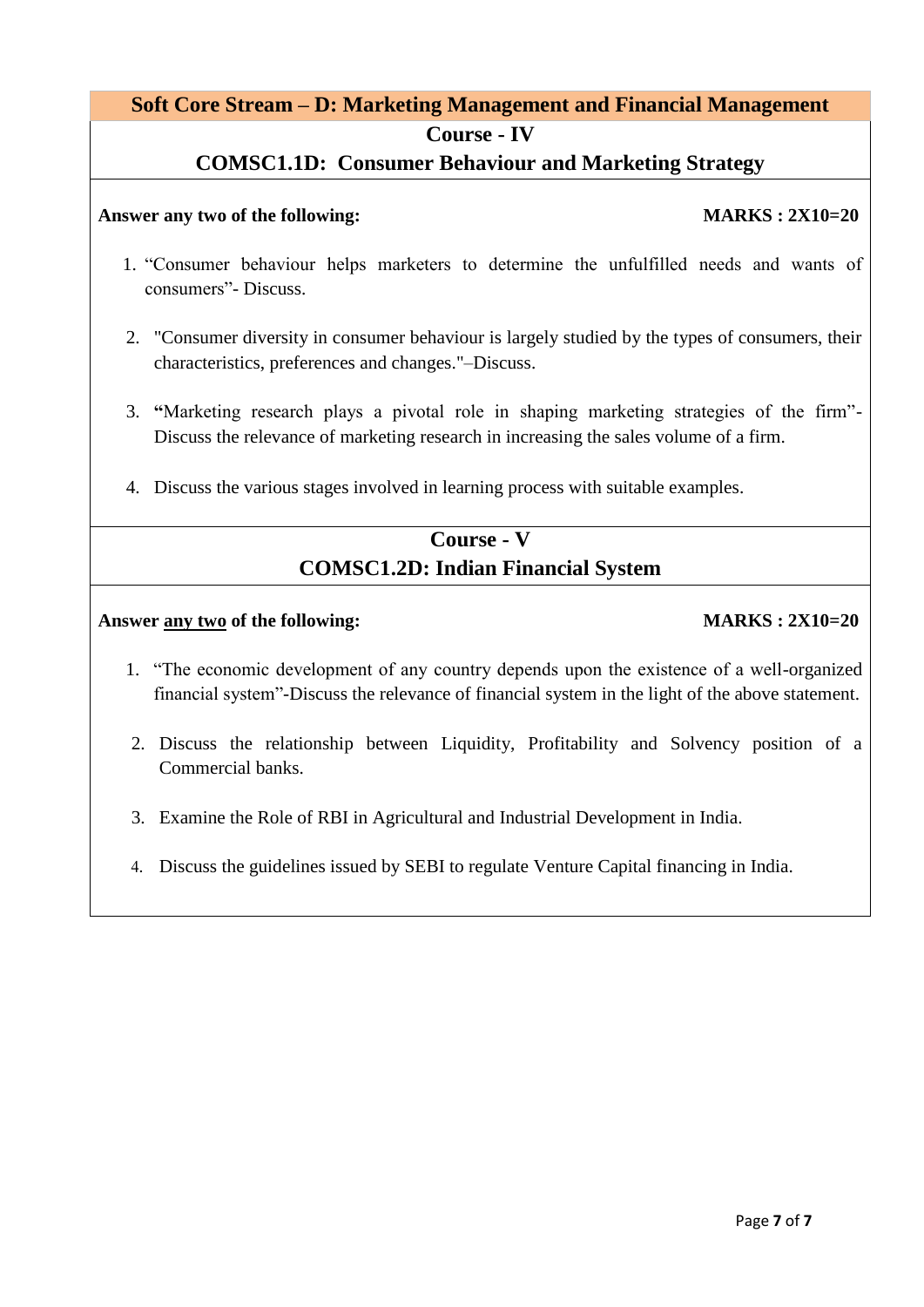## Soft Core Stream – D: Marketing Management and Financial Management

### Course - IV

### COMSC1.1D: Consumer Behaviour and Marketing Strategy

**Answer any two of the following:** **MARKS : 2X10=20**

1. "Consumer behaviour helps marketers to determine the unfulfilled needs and wants of consumers"- Discuss.
2. "Consumer diversity in consumer behaviour is largely studied by the types of consumers, their characteristics, preferences and changes."–Discuss.
3. **"**Marketing research plays a pivotal role in shaping marketing strategies of the firm"- Discuss the relevance of marketing research in increasing the sales volume of a firm.
4. Discuss the various stages involved in learning process with suitable examples.

### Course - V

### COMSC1.2D: Indian Financial System

**Answer <u>any two</u> of the following:** **MARKS : 2X10=20**

1. "The economic development of any country depends upon the existence of a well-organized financial system"-Discuss the relevance of financial system in the light of the above statement.
2. Discuss the relationship between Liquidity, Profitability and Solvency position of a Commercial banks.
3. Examine the Role of RBI in Agricultural and Industrial Development in India.
4. Discuss the guidelines issued by SEBI to regulate Venture Capital financing in India.